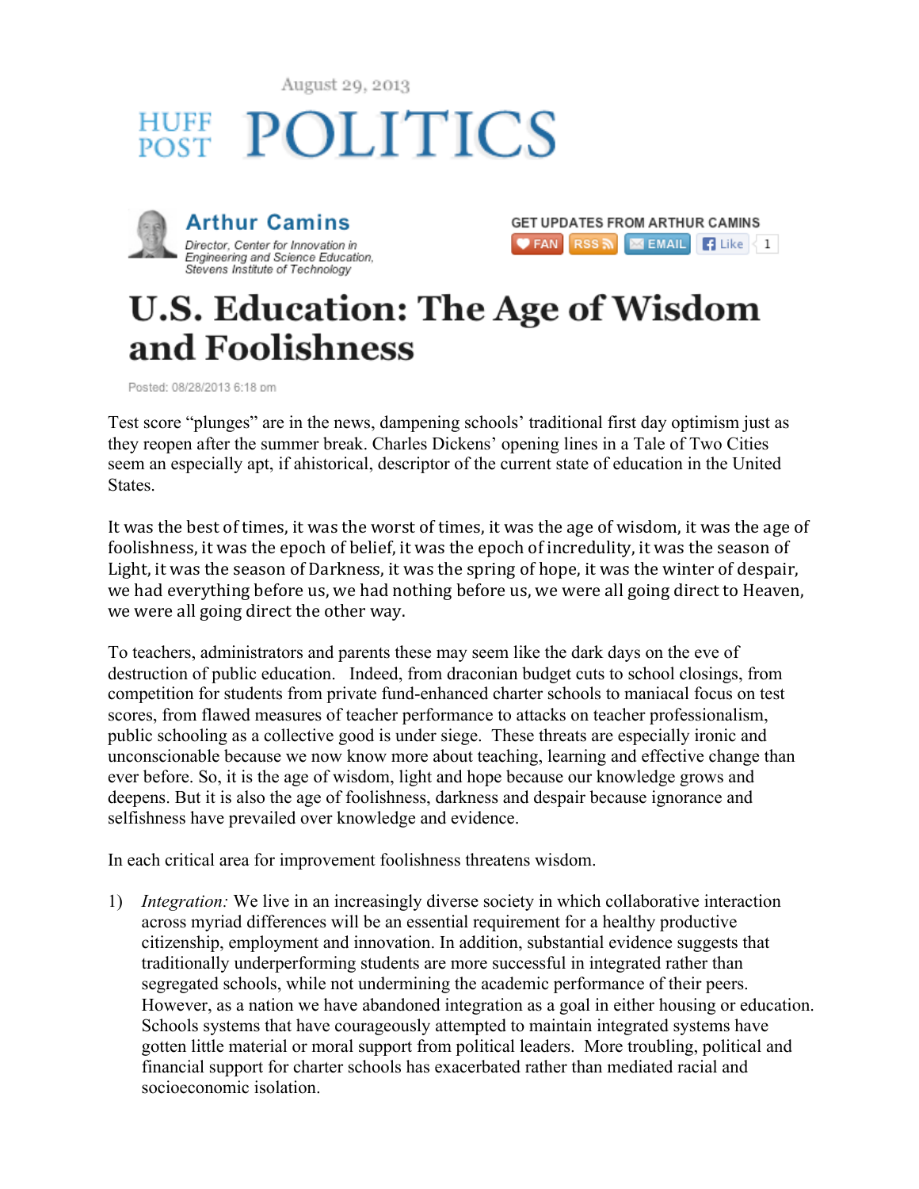August 29, 2013

HUFF POST POLITICS

**Arthur Camins**

*Director, Center for Innovation in Engineering and Science Education, Stevens Institute of Technology*

GET UPDATES FROM ARTHUR CAMINS

FAN RSS EMAIL Like 1

# U.S. Education: The Age of Wisdom and Foolishness

Posted: 08/28/2013 6:18 pm

Test score "plunges" are in the news, dampening schools' traditional first day optimism just as they reopen after the summer break. Charles Dickens' opening lines in a Tale of Two Cities seem an especially apt, if ahistorical, descriptor of the current state of education in the United States.

It was the best of times, it was the worst of times, it was the age of wisdom, it was the age of foolishness, it was the epoch of belief, it was the epoch of incredulity, it was the season of Light, it was the season of Darkness, it was the spring of hope, it was the winter of despair, we had everything before us, we had nothing before us, we were all going direct to Heaven, we were all going direct the other way.

To teachers, administrators and parents these may seem like the dark days on the eve of destruction of public education. Indeed, from draconian budget cuts to school closings, from competition for students from private fund-enhanced charter schools to maniacal focus on test scores, from flawed measures of teacher performance to attacks on teacher professionalism, public schooling as a collective good is under siege. These threats are especially ironic and unconscionable because we now know more about teaching, learning and effective change than ever before. So, it is the age of wisdom, light and hope because our knowledge grows and deepens. But it is also the age of foolishness, darkness and despair because ignorance and selfishness have prevailed over knowledge and evidence.

In each critical area for improvement foolishness threatens wisdom.

1) *Integration:* We live in an increasingly diverse society in which collaborative interaction across myriad differences will be an essential requirement for a healthy productive citizenship, employment and innovation. In addition, substantial evidence suggests that traditionally underperforming students are more successful in integrated rather than segregated schools, while not undermining the academic performance of their peers. However, as a nation we have abandoned integration as a goal in either housing or education. Schools systems that have courageously attempted to maintain integrated systems have gotten little material or moral support from political leaders. More troubling, political and financial support for charter schools has exacerbated rather than mediated racial and socioeconomic isolation.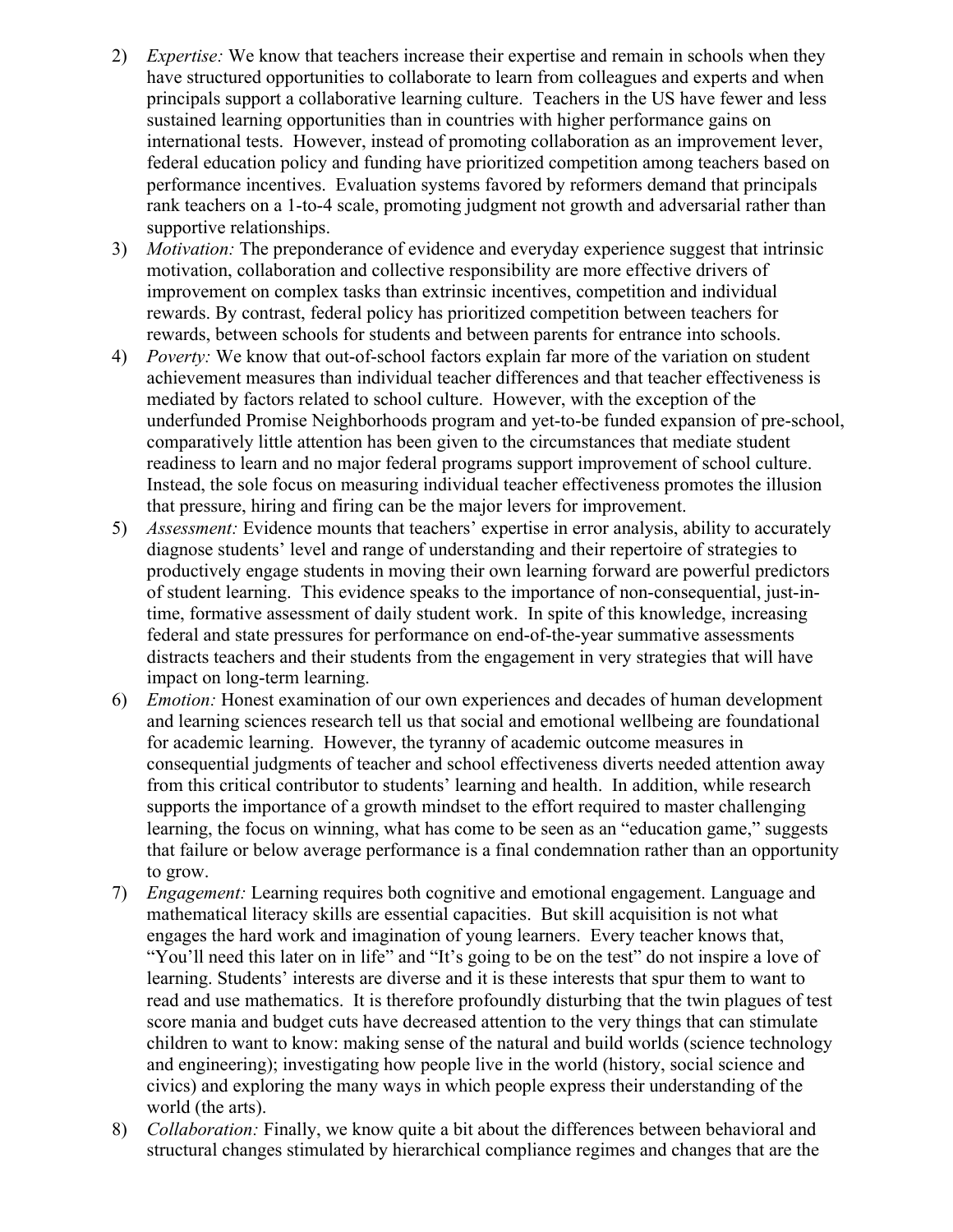2) *Expertise:* We know that teachers increase their expertise and remain in schools when they have structured opportunities to collaborate to learn from colleagues and experts and when principals support a collaborative learning culture. Teachers in the US have fewer and less sustained learning opportunities than in countries with higher performance gains on international tests. However, instead of promoting collaboration as an improvement lever, federal education policy and funding have prioritized competition among teachers based on performance incentives. Evaluation systems favored by reformers demand that principals rank teachers on a 1-to-4 scale, promoting judgment not growth and adversarial rather than supportive relationships.
3) *Motivation:* The preponderance of evidence and everyday experience suggest that intrinsic motivation, collaboration and collective responsibility are more effective drivers of improvement on complex tasks than extrinsic incentives, competition and individual rewards. By contrast, federal policy has prioritized competition between teachers for rewards, between schools for students and between parents for entrance into schools.
4) *Poverty:* We know that out-of-school factors explain far more of the variation on student achievement measures than individual teacher differences and that teacher effectiveness is mediated by factors related to school culture. However, with the exception of the underfunded Promise Neighborhoods program and yet-to-be funded expansion of pre-school, comparatively little attention has been given to the circumstances that mediate student readiness to learn and no major federal programs support improvement of school culture. Instead, the sole focus on measuring individual teacher effectiveness promotes the illusion that pressure, hiring and firing can be the major levers for improvement.
5) *Assessment:* Evidence mounts that teachers' expertise in error analysis, ability to accurately diagnose students' level and range of understanding and their repertoire of strategies to productively engage students in moving their own learning forward are powerful predictors of student learning. This evidence speaks to the importance of non-consequential, just-in-time, formative assessment of daily student work. In spite of this knowledge, increasing federal and state pressures for performance on end-of-the-year summative assessments distracts teachers and their students from the engagement in very strategies that will have impact on long-term learning.
6) *Emotion:* Honest examination of our own experiences and decades of human development and learning sciences research tell us that social and emotional wellbeing are foundational for academic learning. However, the tyranny of academic outcome measures in consequential judgments of teacher and school effectiveness diverts needed attention away from this critical contributor to students' learning and health. In addition, while research supports the importance of a growth mindset to the effort required to master challenging learning, the focus on winning, what has come to be seen as an "education game," suggests that failure or below average performance is a final condemnation rather than an opportunity to grow.
7) *Engagement:* Learning requires both cognitive and emotional engagement. Language and mathematical literacy skills are essential capacities. But skill acquisition is not what engages the hard work and imagination of young learners. Every teacher knows that, "You'll need this later on in life" and "It's going to be on the test" do not inspire a love of learning. Students' interests are diverse and it is these interests that spur them to want to read and use mathematics. It is therefore profoundly disturbing that the twin plagues of test score mania and budget cuts have decreased attention to the very things that can stimulate children to want to know: making sense of the natural and build worlds (science technology and engineering); investigating how people live in the world (history, social science and civics) and exploring the many ways in which people express their understanding of the world (the arts).
8) *Collaboration:* Finally, we know quite a bit about the differences between behavioral and structural changes stimulated by hierarchical compliance regimes and changes that are the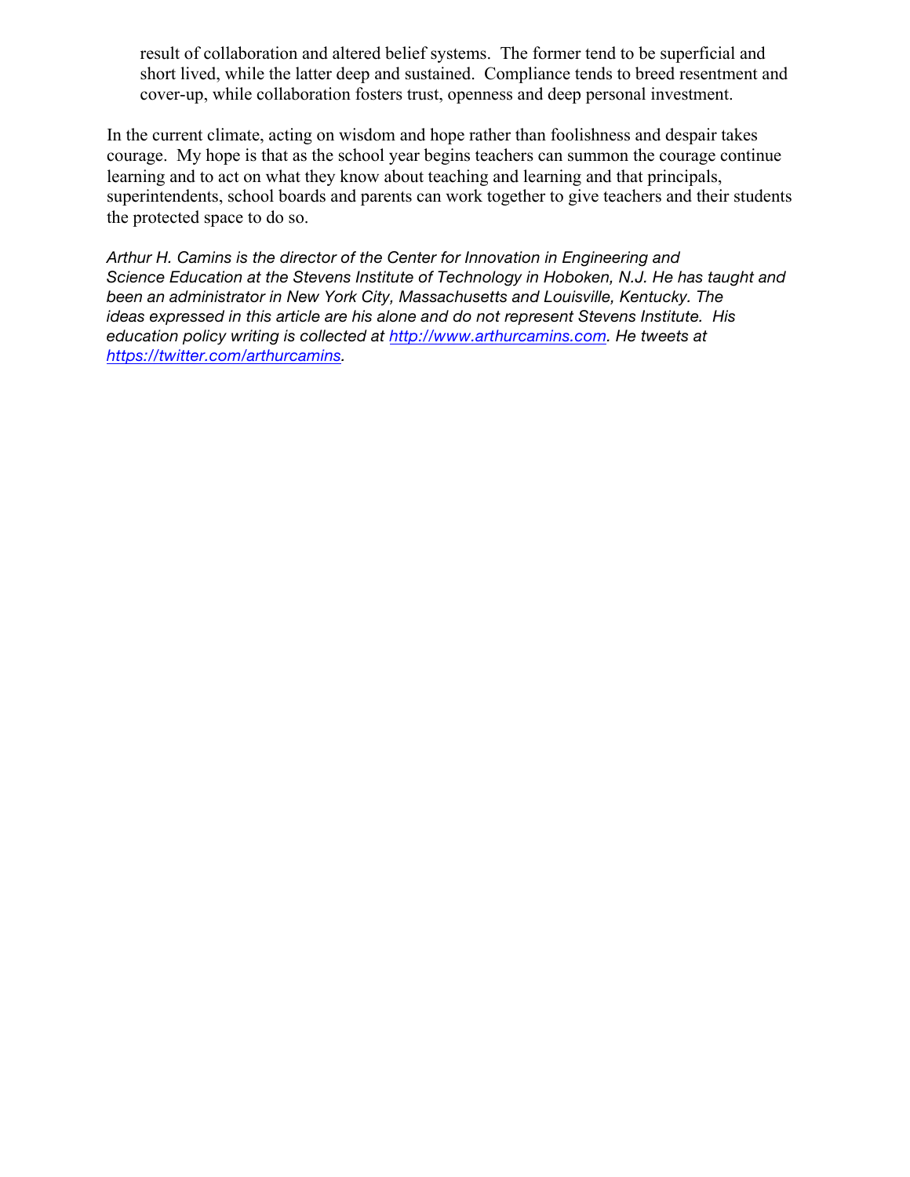result of collaboration and altered belief systems. The former tend to be superficial and short lived, while the latter deep and sustained. Compliance tends to breed resentment and cover-up, while collaboration fosters trust, openness and deep personal investment.

In the current climate, acting on wisdom and hope rather than foolishness and despair takes courage. My hope is that as the school year begins teachers can summon the courage continue learning and to act on what they know about teaching and learning and that principals, superintendents, school boards and parents can work together to give teachers and their students the protected space to do so.

*Arthur H. Camins is the director of the Center for Innovation in Engineering and Science Education at the Stevens Institute of Technology in Hoboken, N.J. He has taught and been an administrator in New York City, Massachusetts and Louisville, Kentucky. The ideas expressed in this article are his alone and do not represent Stevens Institute. His education policy writing is collected at [http://www.arthurcamins.com](http://www.arthurcamins.com). He tweets at [https://twitter.com/arthurcamins](https://twitter.com/arthurcamins).*